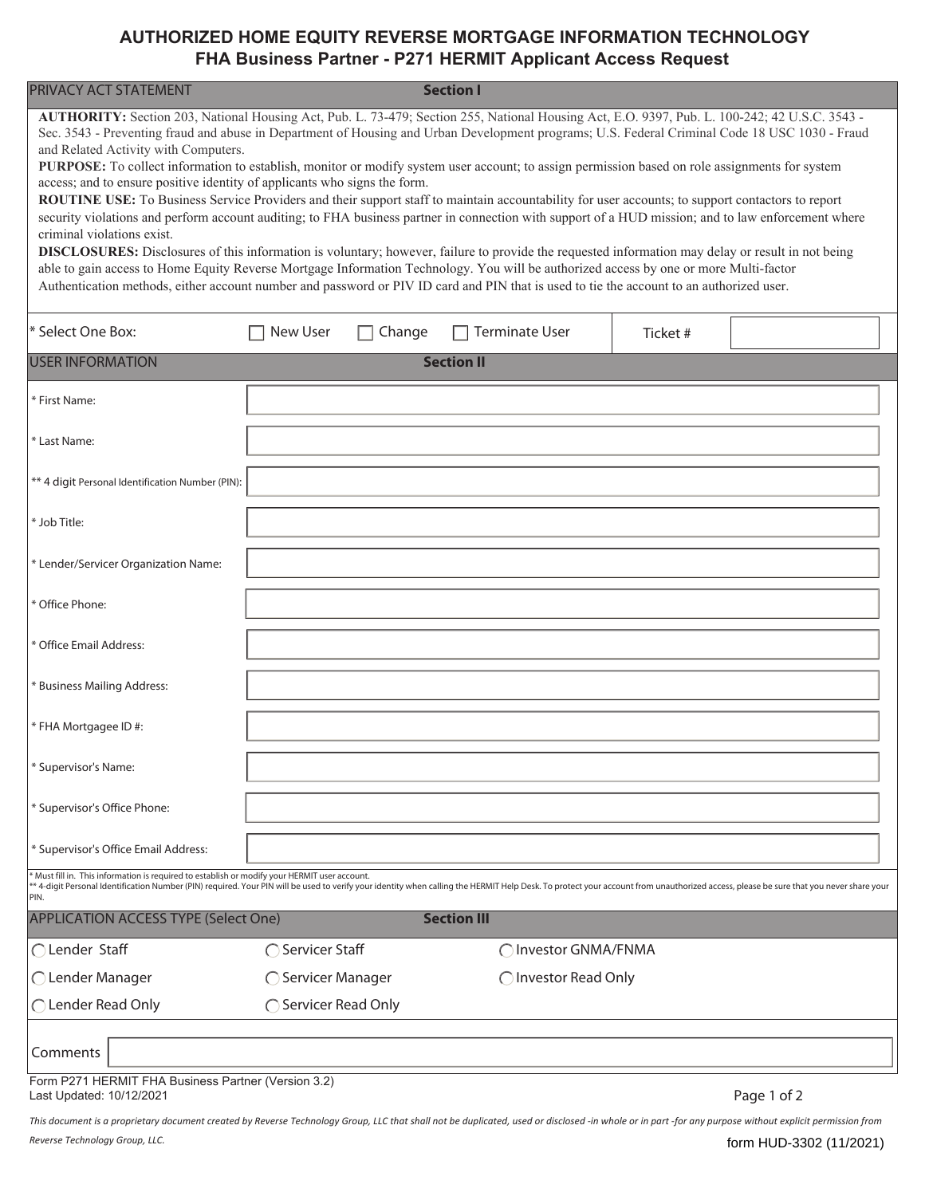# AUTHORIZED HOME EQUITY REVERSE MORTGAGE INFORMATION TECHNOLOGY
## FHA Business Partner - P271 HERMIT Applicant Access Request

## PRIVACY ACT STATEMENT — Section I

**AUTHORITY:** Section 203, National Housing Act, Pub. L. 73-479; Section 255, National Housing Act, E.O. 9397, Pub. L. 100-242; 42 U.S.C. 3543 - Sec. 3543 - Preventing fraud and abuse in Department of Housing and Urban Development programs; U.S. Federal Criminal Code 18 USC 1030 - Fraud and Related Activity with Computers.

**PURPOSE:** To collect information to establish, monitor or modify system user account; to assign permission based on role assignments for system access; and to ensure positive identity of applicants who signs the form.

**ROUTINE USE:** To Business Service Providers and their support staff to maintain accountability for user accounts; to support contactors to report security violations and perform account auditing; to FHA business partner in connection with support of a HUD mission; and to law enforcement where criminal violations exist.

**DISCLOSURES:** Disclosures of this information is voluntary; however, failure to provide the requested information may delay or result in not being able to gain access to Home Equity Reverse Mortgage Information Technology. You will be authorized access by one or more Multi-factor Authentication methods, either account number and password or PIV ID card and PIN that is used to tie the account to an authorized user.

| * Select One Box: | ☐ New User | ☐ Change | ☐ Terminate User | Ticket # | |
|---|---|---|---|---|---|

## USER INFORMATION — Section II

| Field | |
|---|---|
| * First Name: | |
| * Last Name: | |
| ** 4 digit Personal Identification Number (PIN): | |
| * Job Title: | |
| * Lender/Servicer Organization Name: | |
| * Office Phone: | |
| * Office Email Address: | |
| * Business Mailing Address: | |
| * FHA Mortgagee ID #: | |
| * Supervisor's Name: | |
| * Supervisor's Office Phone: | |
| * Supervisor's Office Email Address: | |

* Must fill in. This information is required to establish or modify your HERMIT user account.
** 4-digit Personal Identification Number (PIN) required. Your PIN will be used to verify your identity when calling the HERMIT Help Desk. To protect your account from unauthorized access, please be sure that you never share your PIN.

## APPLICATION ACCESS TYPE (Select One) — Section III

| | | |
|---|---|---|
| ◯ Lender Staff | ◯ Servicer Staff | ◯ Investor GNMA/FNMA |
| ◯ Lender Manager | ◯ Servicer Manager | ◯ Investor Read Only |
| ◯ Lender Read Only | ◯ Servicer Read Only | |

Comments

Form P271 HERMIT FHA Business Partner (Version 3.2)
Last Updated: 10/12/2021

*This document is a proprietary document created by Reverse Technology Group, LLC that shall not be duplicated, used or disclosed -in whole or in part -for any purpose without explicit permission from Reverse Technology Group, LLC.*

form HUD-3302 (11/2021)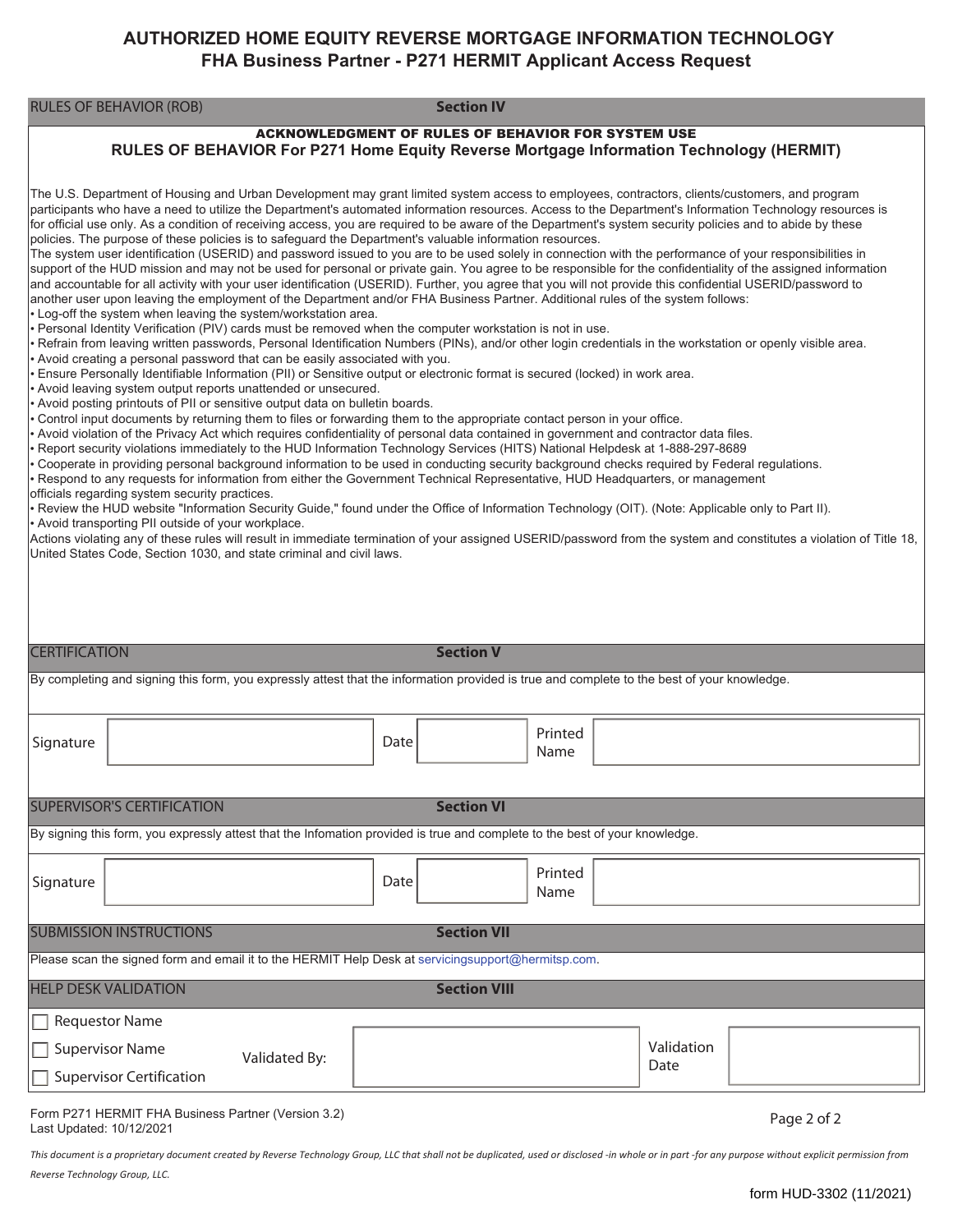# AUTHORIZED HOME EQUITY REVERSE MORTGAGE INFORMATION TECHNOLOGY
## FHA Business Partner - P271 HERMIT Applicant Access Request

## RULES OF BEHAVIOR (ROB) — Section IV

### ACKNOWLEDGMENT OF RULES OF BEHAVIOR FOR SYSTEM USE
### RULES OF BEHAVIOR For P271 Home Equity Reverse Mortgage Information Technology (HERMIT)

The U.S. Department of Housing and Urban Development may grant limited system access to employees, contractors, clients/customers, and program participants who have a need to utilize the Department's automated information resources. Access to the Department's Information Technology resources is for official use only. As a condition of receiving access, you are required to be aware of the Department's system security policies and to abide by these policies. The purpose of these policies is to safeguard the Department's valuable information resources.

The system user identification (USERID) and password issued to you are to be used solely in connection with the performance of your responsibilities in support of the HUD mission and may not be used for personal or private gain. You agree to be responsible for the confidentiality of the assigned information and accountable for all activity with your user identification (USERID). Further, you agree that you will not provide this confidential USERID/password to another user upon leaving the employment of the Department and/or FHA Business Partner. Additional rules of the system follows:

- Log-off the system when leaving the system/workstation area.
- Personal Identity Verification (PIV) cards must be removed when the computer workstation is not in use.
- Refrain from leaving written passwords, Personal Identification Numbers (PINs), and/or other login credentials in the workstation or openly visible area.
- Avoid creating a personal password that can be easily associated with you.
- Ensure Personally Identifiable Information (PII) or Sensitive output or electronic format is secured (locked) in work area.
- Avoid leaving system output reports unattended or unsecured.
- Avoid posting printouts of PII or sensitive output data on bulletin boards.
- Control input documents by returning them to files or forwarding them to the appropriate contact person in your office.
- Avoid violation of the Privacy Act which requires confidentiality of personal data contained in government and contractor data files.
- Report security violations immediately to the HUD Information Technology Services (HITS) National Helpdesk at 1-888-297-8689
- Cooperate in providing personal background information to be used in conducting security background checks required by Federal regulations.
- Respond to any requests for information from either the Government Technical Representative, HUD Headquarters, or management officials regarding system security practices.
- Review the HUD website "Information Security Guide," found under the Office of Information Technology (OIT). (Note: Applicable only to Part II).
- Avoid transporting PII outside of your workplace.

Actions violating any of these rules will result in immediate termination of your assigned USERID/password from the system and constitutes a violation of Title 18, United States Code, Section 1030, and state criminal and civil laws.

## CERTIFICATION — Section V

By completing and signing this form, you expressly attest that the information provided is true and complete to the best of your knowledge.

Signature: ____________ Date: ____________ Printed Name: ____________

## SUPERVISOR'S CERTIFICATION — Section VI

By signing this form, you expressly attest that the Infomation provided is true and complete to the best of your knowledge.

Signature: ____________ Date: ____________ Printed Name: ____________

## SUBMISSION INSTRUCTIONS — Section VII

Please scan the signed form and email it to the HERMIT Help Desk at servicingsupport@hermitsp.com.

## HELP DESK VALIDATION — Section VIII

- ☐ Requestor Name
- ☐ Supervisor Name
- ☐ Supervisor Certification

Validated By: ____________ Validation Date: ____________

Form P271 HERMIT FHA Business Partner (Version 3.2)
Last Updated: 10/12/2021

*This document is a proprietary document created by Reverse Technology Group, LLC that shall not be duplicated, used or disclosed -in whole or in part -for any purpose without explicit permission from Reverse Technology Group, LLC.*

form HUD-3302 (11/2021)